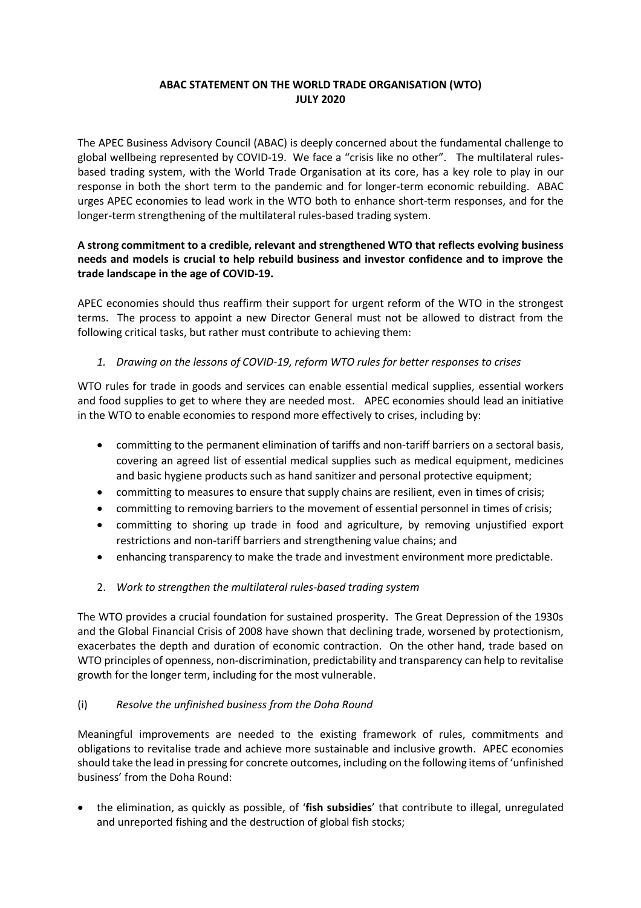**ABAC STATEMENT ON THE WORLD TRADE ORGANISATION (WTO)**
**JULY 2020**

The APEC Business Advisory Council (ABAC) is deeply concerned about the fundamental challenge to global wellbeing represented by COVID-19. We face a "crisis like no other". The multilateral rules-based trading system, with the World Trade Organisation at its core, has a key role to play in our response in both the short term to the pandemic and for longer-term economic rebuilding. ABAC urges APEC economies to lead work in the WTO both to enhance short-term responses, and for the longer-term strengthening of the multilateral rules-based trading system.

**A strong commitment to a credible, relevant and strengthened WTO that reflects evolving business needs and models is crucial to help rebuild business and investor confidence and to improve the trade landscape in the age of COVID-19.**

APEC economies should thus reaffirm their support for urgent reform of the WTO in the strongest terms. The process to appoint a new Director General must not be allowed to distract from the following critical tasks, but rather must contribute to achieving them:

1. *Drawing on the lessons of COVID-19, reform WTO rules for better responses to crises*

WTO rules for trade in goods and services can enable essential medical supplies, essential workers and food supplies to get to where they are needed most. APEC economies should lead an initiative in the WTO to enable economies to respond more effectively to crises, including by:

- committing to the permanent elimination of tariffs and non-tariff barriers on a sectoral basis, covering an agreed list of essential medical supplies such as medical equipment, medicines and basic hygiene products such as hand sanitizer and personal protective equipment;
- committing to measures to ensure that supply chains are resilient, even in times of crisis;
- committing to removing barriers to the movement of essential personnel in times of crisis;
- committing to shoring up trade in food and agriculture, by removing unjustified export restrictions and non-tariff barriers and strengthening value chains; and
- enhancing transparency to make the trade and investment environment more predictable.

2. *Work to strengthen the multilateral rules-based trading system*

The WTO provides a crucial foundation for sustained prosperity. The Great Depression of the 1930s and the Global Financial Crisis of 2008 have shown that declining trade, worsened by protectionism, exacerbates the depth and duration of economic contraction. On the other hand, trade based on WTO principles of openness, non-discrimination, predictability and transparency can help to revitalise growth for the longer term, including for the most vulnerable.

(i) *Resolve the unfinished business from the Doha Round*

Meaningful improvements are needed to the existing framework of rules, commitments and obligations to revitalise trade and achieve more sustainable and inclusive growth. APEC economies should take the lead in pressing for concrete outcomes, including on the following items of 'unfinished business' from the Doha Round:

- the elimination, as quickly as possible, of '**fish subsidies**' that contribute to illegal, unregulated and unreported fishing and the destruction of global fish stocks;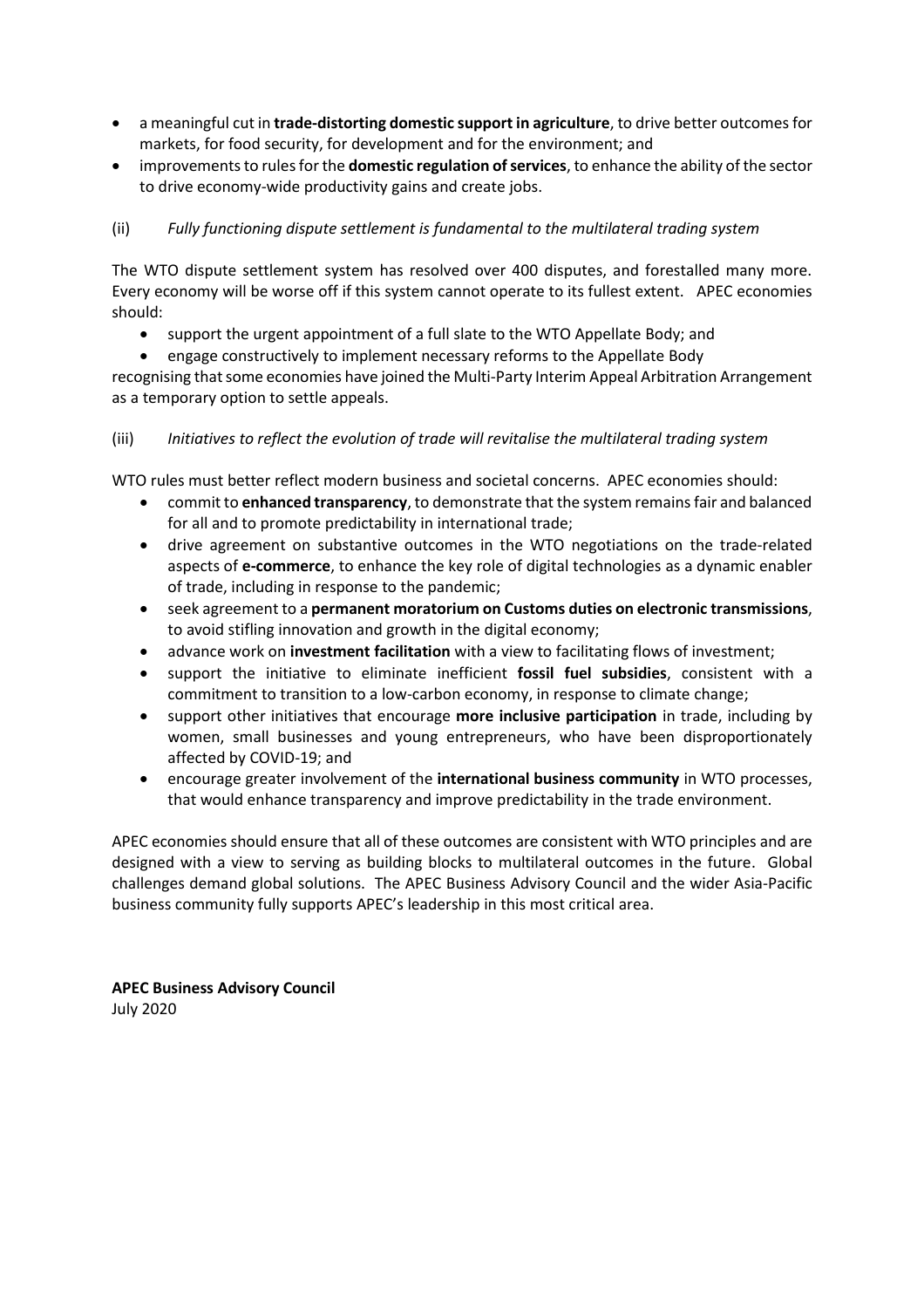- a meaningful cut in **trade-distorting domestic support in agriculture**, to drive better outcomes for markets, for food security, for development and for the environment; and
- improvements to rules for the **domestic regulation of services**, to enhance the ability of the sector to drive economy-wide productivity gains and create jobs.

(ii) *Fully functioning dispute settlement is fundamental to the multilateral trading system*

The WTO dispute settlement system has resolved over 400 disputes, and forestalled many more. Every economy will be worse off if this system cannot operate to its fullest extent. APEC economies should:

- support the urgent appointment of a full slate to the WTO Appellate Body; and
- engage constructively to implement necessary reforms to the Appellate Body

recognising that some economies have joined the Multi-Party Interim Appeal Arbitration Arrangement as a temporary option to settle appeals.

(iii) *Initiatives to reflect the evolution of trade will revitalise the multilateral trading system*

WTO rules must better reflect modern business and societal concerns. APEC economies should:

- commit to **enhanced transparency**, to demonstrate that the system remains fair and balanced for all and to promote predictability in international trade;
- drive agreement on substantive outcomes in the WTO negotiations on the trade-related aspects of **e-commerce**, to enhance the key role of digital technologies as a dynamic enabler of trade, including in response to the pandemic;
- seek agreement to a **permanent moratorium on Customs duties on electronic transmissions**, to avoid stifling innovation and growth in the digital economy;
- advance work on **investment facilitation** with a view to facilitating flows of investment;
- support the initiative to eliminate inefficient **fossil fuel subsidies**, consistent with a commitment to transition to a low-carbon economy, in response to climate change;
- support other initiatives that encourage **more inclusive participation** in trade, including by women, small businesses and young entrepreneurs, who have been disproportionately affected by COVID-19; and
- encourage greater involvement of the **international business community** in WTO processes, that would enhance transparency and improve predictability in the trade environment.

APEC economies should ensure that all of these outcomes are consistent with WTO principles and are designed with a view to serving as building blocks to multilateral outcomes in the future. Global challenges demand global solutions. The APEC Business Advisory Council and the wider Asia-Pacific business community fully supports APEC's leadership in this most critical area.

**APEC Business Advisory Council**
July 2020